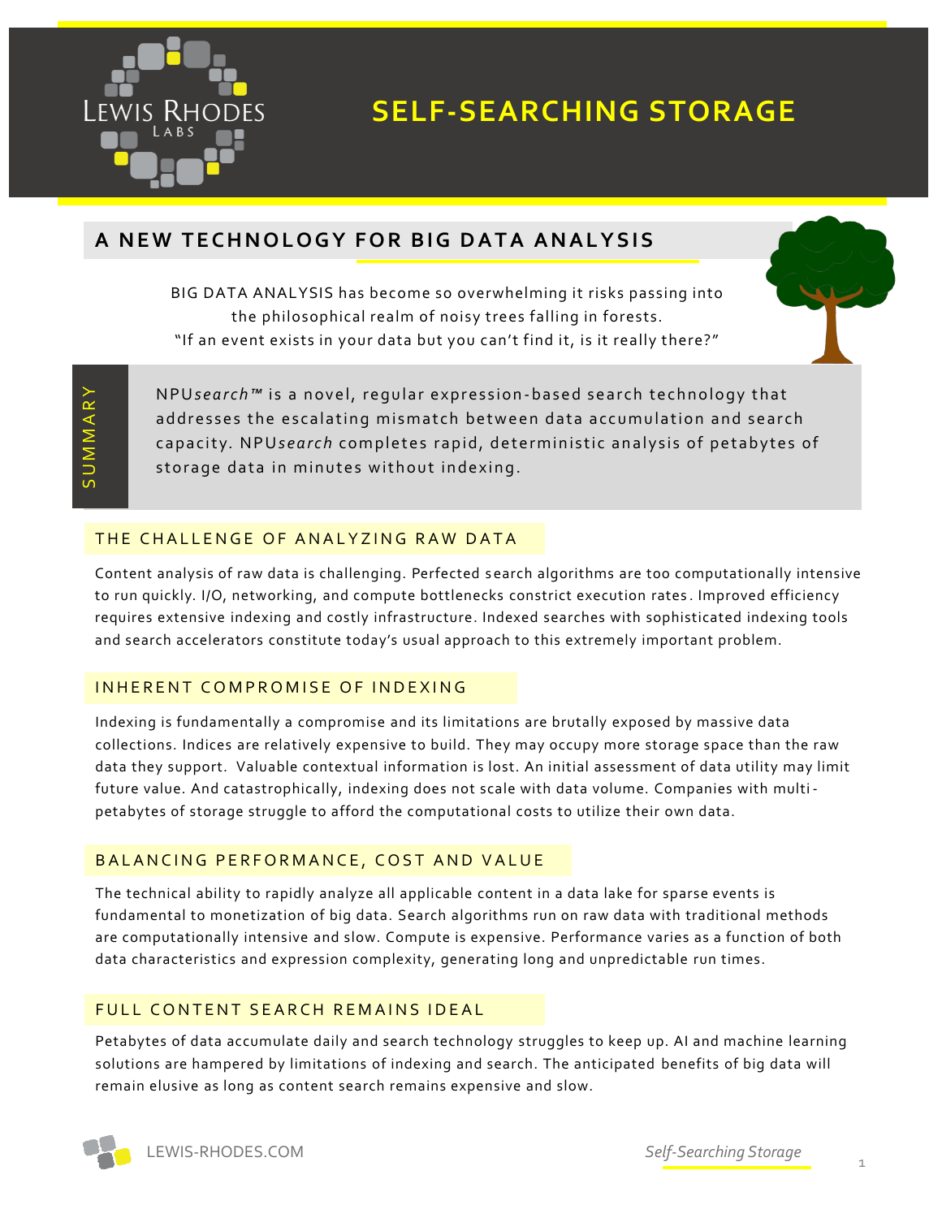# SELF-SEARCHING STORAGE

## A NEW TECHNOLOGY FOR BIG DATA ANALYSIS

BIG DATA ANALYSIS has become so overwhelming it risks passing into the philosophical realm of noisy trees falling in forests. "If an event exists in your data but you can't find it, is it really there?"

**SUMMARY**

NPU*search*™ is a novel, regular expression-based search technology that addresses the escalating mismatch between data accumulation and search capacity. NPU*search* completes rapid, deterministic analysis of petabytes of storage data in minutes without indexing.

### THE CHALLENGE OF ANALYZING RAW DATA

Content analysis of raw data is challenging. Perfected search algorithms are too computationally intensive to run quickly. I/O, networking, and compute bottlenecks constrict execution rates. Improved efficiency requires extensive indexing and costly infrastructure. Indexed searches with sophisticated indexing tools and search accelerators constitute today's usual approach to this extremely important problem.

### INHERENT COMPROMISE OF INDEXING

Indexing is fundamentally a compromise and its limitations are brutally exposed by massive data collections. Indices are relatively expensive to build. They may occupy more storage space than the raw data they support. Valuable contextual information is lost. An initial assessment of data utility may limit future value. And catastrophically, indexing does not scale with data volume. Companies with multi-petabytes of storage struggle to afford the computational costs to utilize their own data.

### BALANCING PERFORMANCE, COST AND VALUE

The technical ability to rapidly analyze all applicable content in a data lake for sparse events is fundamental to monetization of big data. Search algorithms run on raw data with traditional methods are computationally intensive and slow. Compute is expensive. Performance varies as a function of both data characteristics and expression complexity, generating long and unpredictable run times.

### FULL CONTENT SEARCH REMAINS IDEAL

Petabytes of data accumulate daily and search technology struggles to keep up. AI and machine learning solutions are hampered by limitations of indexing and search. The anticipated benefits of big data will remain elusive as long as content search remains expensive and slow.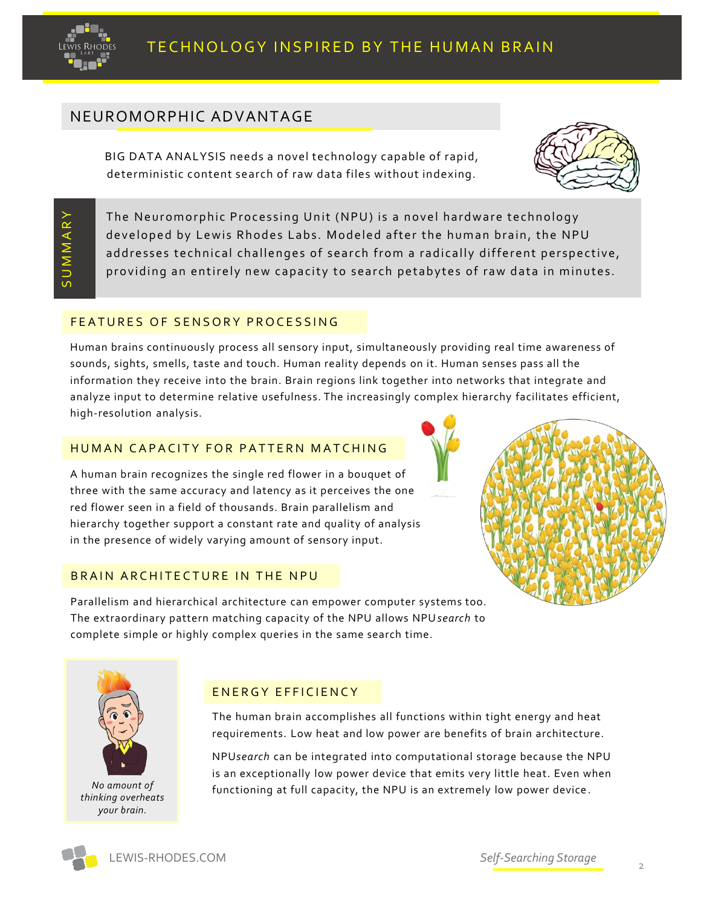# NEUROMORPHIC ADVANTAGE

BIG DATA ANALYSIS needs a novel technology capable of rapid, deterministic content search of raw data files without indexing.

**SUMMARY**

The Neuromorphic Processing Unit (NPU) is a novel hardware technology developed by Lewis Rhodes Labs. Modeled after the human brain, the NPU addresses technical challenges of search from a radically different perspective, providing an entirely new capacity to search petabytes of raw data in minutes.

## FEATURES OF SENSORY PROCESSING

Human brains continuously process all sensory input, simultaneously providing real time awareness of sounds, sights, smells, taste and touch. Human reality depends on it. Human senses pass all the information they receive into the brain. Brain regions link together into networks that integrate and analyze input to determine relative usefulness. The increasingly complex hierarchy facilitates efficient, high-resolution analysis.

## HUMAN CAPACITY FOR PATTERN MATCHING

A human brain recognizes the single red flower in a bouquet of three with the same accuracy and latency as it perceives the one red flower seen in a field of thousands. Brain parallelism and hierarchy together support a constant rate and quality of analysis in the presence of widely varying amount of sensory input.

## BRAIN ARCHITECTURE IN THE NPU

Parallelism and hierarchical architecture can empower computer systems too. The extraordinary pattern matching capacity of the NPU allows NPU*search* to complete simple or highly complex queries in the same search time.

*No amount of thinking overheats your brain.*

## ENERGY EFFICIENCY

The human brain accomplishes all functions within tight energy and heat requirements. Low heat and low power are benefits of brain architecture.

NPU*search* can be integrated into computational storage because the NPU is an exceptionally low power device that emits very little heat. Even when functioning at full capacity, the NPU is an extremely low power device.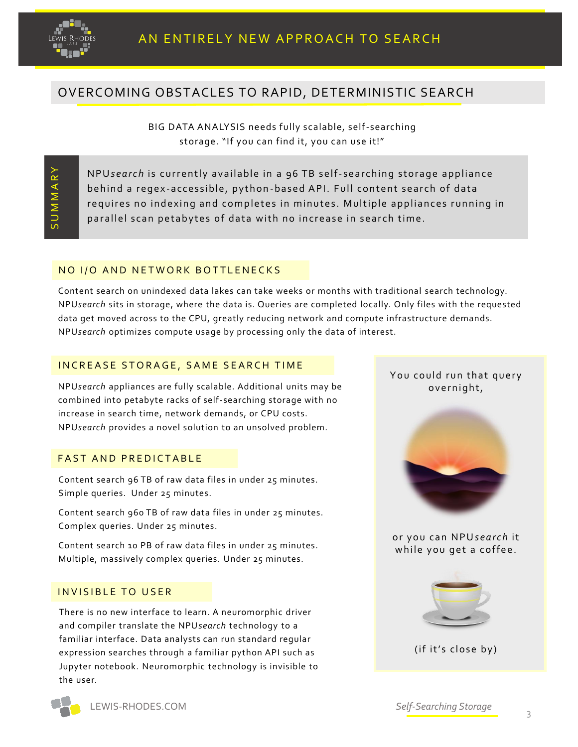# AN ENTIRELY NEW APPROACH TO SEARCH

## OVERCOMING OBSTACLES TO RAPID, DETERMINISTIC SEARCH

BIG DATA ANALYSIS needs fully scalable, self-searching storage. "If you can find it, you can use it!"

**SUMMARY**

NPU*search* is currently available in a 96 TB self-searching storage appliance behind a regex-accessible, python-based API. Full content search of data requires no indexing and completes in minutes. Multiple appliances running in parallel scan petabytes of data with no increase in search time.

### NO I/O AND NETWORK BOTTLENECKS

Content search on unindexed data lakes can take weeks or months with traditional search technology. NPU*search* sits in storage, where the data is. Queries are completed locally. Only files with the requested data get moved across to the CPU, greatly reducing network and compute infrastructure demands. NPU*search* optimizes compute usage by processing only the data of interest.

### INCREASE STORAGE, SAME SEARCH TIME

NPU*search* appliances are fully scalable. Additional units may be combined into petabyte racks of self-searching storage with no increase in search time, network demands, or CPU costs. NPU*search* provides a novel solution to an unsolved problem.

### FAST AND PREDICTABLE

Content search 96 TB of raw data files in under 25 minutes. Simple queries. Under 25 minutes.

Content search 960 TB of raw data files in under 25 minutes. Complex queries. Under 25 minutes.

Content search 10 PB of raw data files in under 25 minutes. Multiple, massively complex queries. Under 25 minutes.

### INVISIBLE TO USER

There is no new interface to learn. A neuromorphic driver and compiler translate the NPU*search* technology to a familiar interface. Data analysts can run standard regular expression searches through a familiar python API such as Jupyter notebook. Neuromorphic technology is invisible to the user.

You could run that query overnight,

or you can NPU*search* it while you get a coffee.

(if it's close by)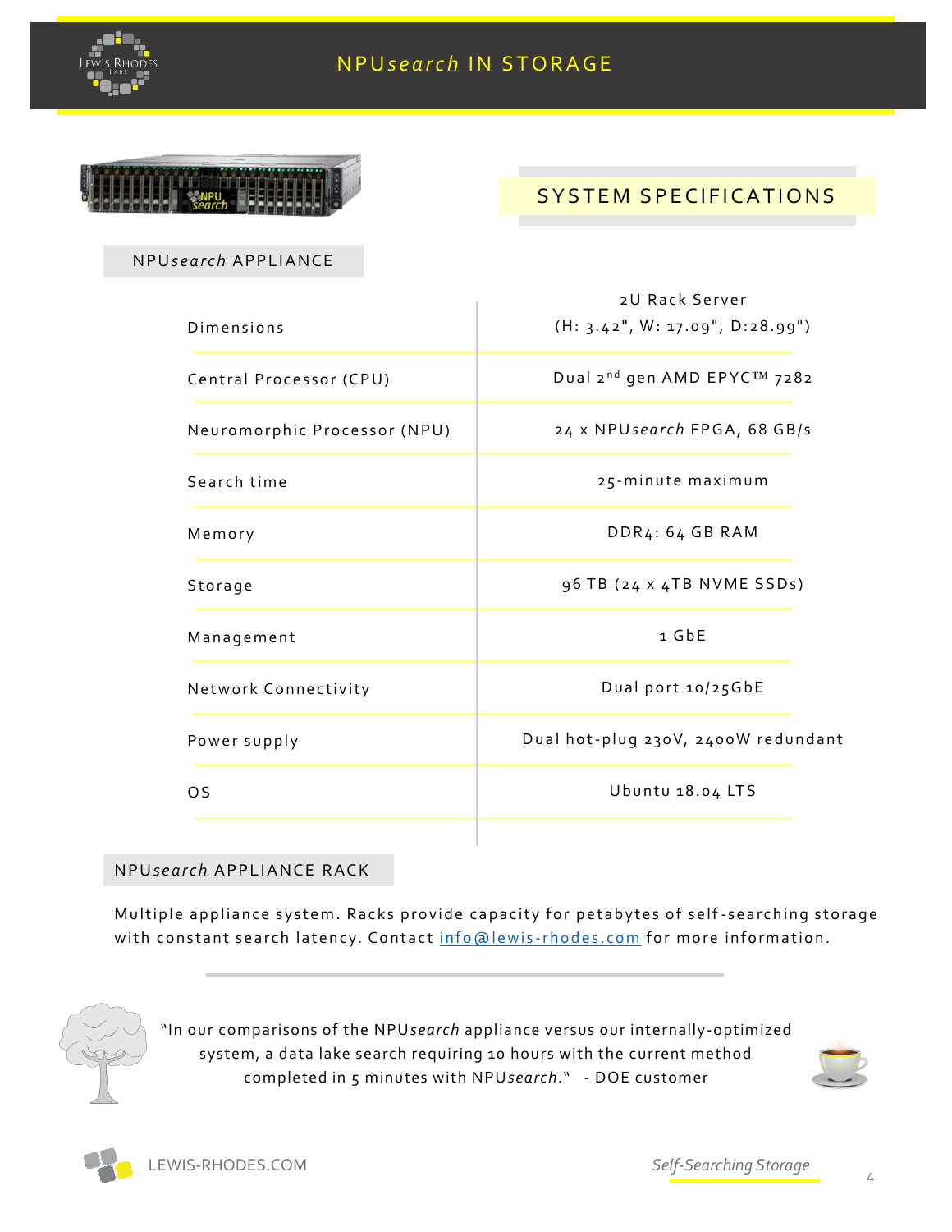# NPU*search* IN STORAGE

## SYSTEM SPECIFICATIONS

### NPU*search* APPLIANCE

| | |
|---|---|
| Dimensions | 2U Rack Server (H: 3.42", W: 17.09", D:28.99") |
| Central Processor (CPU) | Dual 2nd gen AMD EPYC™ 7282 |
| Neuromorphic Processor (NPU) | 24 x NPU*search* FPGA, 68 GB/s |
| Search time | 25-minute maximum |
| Memory | DDR4: 64 GB RAM |
| Storage | 96 TB (24 x 4TB NVME SSDs) |
| Management | 1 GbE |
| Network Connectivity | Dual port 10/25GbE |
| Power supply | Dual hot-plug 230V, 2400W redundant |
| OS | Ubuntu 18.04 LTS |

### NPU*search* APPLIANCE RACK

Multiple appliance system. Racks provide capacity for petabytes of self-searching storage with constant search latency. Contact info@lewis-rhodes.com for more information.

"In our comparisons of the NPU*search* appliance versus our internally-optimized system, a data lake search requiring 10 hours with the current method completed in 5 minutes with NPU*search*." - DOE customer

LEWIS-RHODES.COM

*Self-Searching Storage*